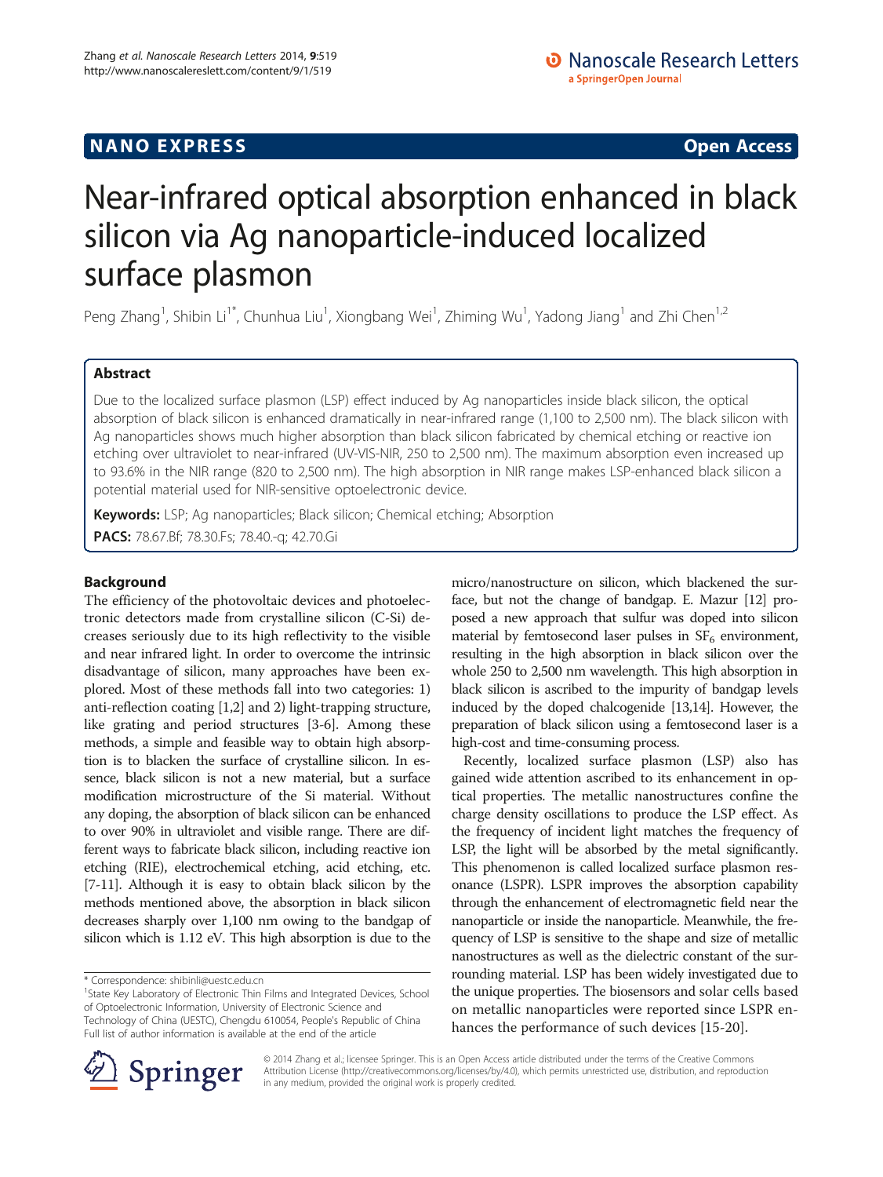NANO EXPRESS **Open Access**

# Near-infrared optical absorption enhanced in black silicon via Ag nanoparticle-induced localized surface plasmon

Peng Zhang[1], Shibin Li[1*], Chunhua Liu[1], Xiongbang Wei[1], Zhiming Wu[1], Yadong Jiang[1] and Zhi Chen[1,2]

## Abstract

Due to the localized surface plasmon (LSP) effect induced by Ag nanoparticles inside black silicon, the optical absorption of black silicon is enhanced dramatically in near-infrared range (1,100 to 2,500 nm). The black silicon with Ag nanoparticles shows much higher absorption than black silicon fabricated by chemical etching or reactive ion etching over ultraviolet to near-infrared (UV-VIS-NIR, 250 to 2,500 nm). The maximum absorption even increased up to 93.6% in the NIR range (820 to 2,500 nm). The high absorption in NIR range makes LSP-enhanced black silicon a potential material used for NIR-sensitive optoelectronic device.

**Keywords:** LSP; Ag nanoparticles; Black silicon; Chemical etching; Absorption

**PACS:** 78.67.Bf; 78.30.Fs; 78.40.-q; 42.70.Gi

## Background

The efficiency of the photovoltaic devices and photoelectronic detectors made from crystalline silicon (C-Si) decreases seriously due to its high reflectivity to the visible and near infrared light. In order to overcome the intrinsic disadvantage of silicon, many approaches have been explored. Most of these methods fall into two categories: 1) anti-reflection coating [1,2] and 2) light-trapping structure, like grating and period structures [3-6]. Among these methods, a simple and feasible way to obtain high absorption is to blacken the surface of crystalline silicon. In essence, black silicon is not a new material, but a surface modification microstructure of the Si material. Without any doping, the absorption of black silicon can be enhanced to over 90% in ultraviolet and visible range. There are different ways to fabricate black silicon, including reactive ion etching (RIE), electrochemical etching, acid etching, etc. [7-11]. Although it is easy to obtain black silicon by the methods mentioned above, the absorption in black silicon decreases sharply over 1,100 nm owing to the bandgap of silicon which is 1.12 eV. This high absorption is due to the micro/nanostructure on silicon, which blackened the surface, but not the change of bandgap. E. Mazur [12] proposed a new approach that sulfur was doped into silicon material by femtosecond laser pulses in $SF_6$ environment, resulting in the high absorption in black silicon over the whole 250 to 2,500 nm wavelength. This high absorption in black silicon is ascribed to the impurity of bandgap levels induced by the doped chalcogenide [13,14]. However, the preparation of black silicon using a femtosecond laser is a high-cost and time-consuming process.

Recently, localized surface plasmon (LSP) also has gained wide attention ascribed to its enhancement in optical properties. The metallic nanostructures confine the charge density oscillations to produce the LSP effect. As the frequency of incident light matches the frequency of LSP, the light will be absorbed by the metal significantly. This phenomenon is called localized surface plasmon resonance (LSPR). LSPR improves the absorption capability through the enhancement of electromagnetic field near the nanoparticle or inside the nanoparticle. Meanwhile, the frequency of LSP is sensitive to the shape and size of metallic nanostructures as well as the dielectric constant of the surrounding material. LSP has been widely investigated due to the unique properties. The biosensors and solar cells based on metallic nanoparticles were reported since LSPR enhances the performance of such devices [15-20].

* Correspondence: shibinli@uestc.edu.cn
[1]State Key Laboratory of Electronic Thin Films and Integrated Devices, School of Optoelectronic Information, University of Electronic Science and Technology of China (UESTC), Chengdu 610054, People's Republic of China
Full list of author information is available at the end of the article

© 2014 Zhang et al.; licensee Springer. This is an Open Access article distributed under the terms of the Creative Commons Attribution License (http://creativecommons.org/licenses/by/4.0), which permits unrestricted use, distribution, and reproduction in any medium, provided the original work is properly credited.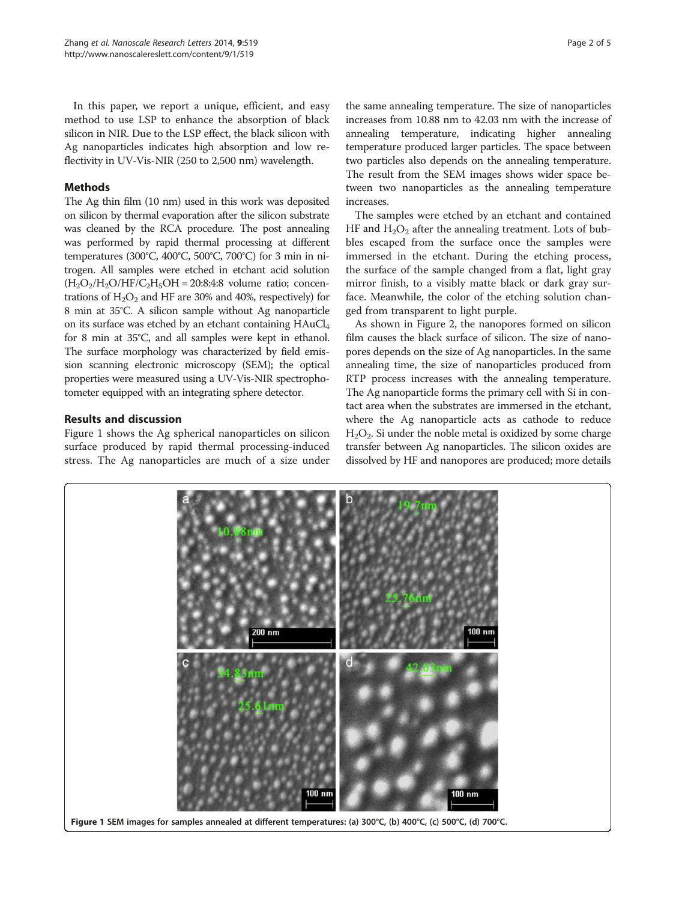In this paper, we report a unique, efficient, and easy method to use LSP to enhance the absorption of black silicon in NIR. Due to the LSP effect, the black silicon with Ag nanoparticles indicates high absorption and low reflectivity in UV-Vis-NIR (250 to 2,500 nm) wavelength.

## Methods

The Ag thin film (10 nm) used in this work was deposited on silicon by thermal evaporation after the silicon substrate was cleaned by the RCA procedure. The post annealing was performed by rapid thermal processing at different temperatures (300°C, 400°C, 500°C, 700°C) for 3 min in nitrogen. All samples were etched in etchant acid solution ($H_2O_2$/$H_2O$/HF/$C_2H_5OH$ = 20:8:4:8 volume ratio; concentrations of $H_2O_2$ and HF are 30% and 40%, respectively) for 8 min at 35°C. A silicon sample without Ag nanoparticle on its surface was etched by an etchant containing $HAuCl_4$ for 8 min at 35°C, and all samples were kept in ethanol. The surface morphology was characterized by field emission scanning electronic microscopy (SEM); the optical properties were measured using a UV-Vis-NIR spectrophotometer equipped with an integrating sphere detector.

## Results and discussion

Figure 1 shows the Ag spherical nanoparticles on silicon surface produced by rapid thermal processing-induced stress. The Ag nanoparticles are much of a size under the same annealing temperature. The size of nanoparticles increases from 10.88 nm to 42.03 nm with the increase of annealing temperature, indicating higher annealing temperature produced larger particles. The space between two particles also depends on the annealing temperature. The result from the SEM images shows wider space between two nanoparticles as the annealing temperature increases.

The samples were etched by an etchant and contained HF and $H_2O_2$ after the annealing treatment. Lots of bubbles escaped from the surface once the samples were immersed in the etchant. During the etching process, the surface of the sample changed from a flat, light gray mirror finish, to a visibly matte black or dark gray surface. Meanwhile, the color of the etching solution changed from transparent to light purple.

As shown in Figure 2, the nanopores formed on silicon film causes the black surface of silicon. The size of nanopores depends on the size of Ag nanoparticles. In the same annealing time, the size of nanoparticles produced from RTP process increases with the annealing temperature. The Ag nanoparticle forms the primary cell with Si in contact area when the substrates are immersed in the etchant, where the Ag nanoparticle acts as cathode to reduce $H_2O_2$. Si under the noble metal is oxidized by some charge transfer between Ag nanoparticles. The silicon oxides are dissolved by HF and nanopores are produced; more details

**Figure 1** SEM images for samples annealed at different temperatures: (a) 300°C, (b) 400°C, (c) 500°C, (d) 700°C.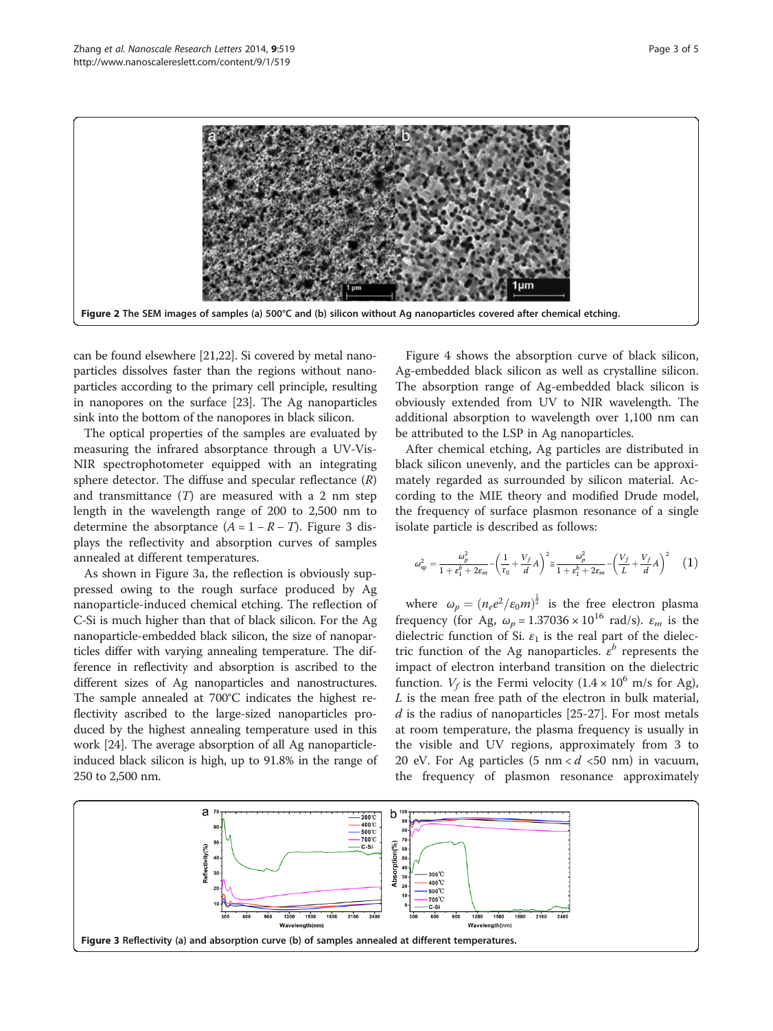Figure 2 The SEM images of samples (a) 500°C and (b) silicon without Ag nanoparticles covered after chemical etching.

can be found elsewhere [21,22]. Si covered by metal nanoparticles dissolves faster than the regions without nanoparticles according to the primary cell principle, resulting in nanopores on the surface [23]. The Ag nanoparticles sink into the bottom of the nanopores in black silicon.

The optical properties of the samples are evaluated by measuring the infrared absorptance through a UV-Vis-NIR spectrophotometer equipped with an integrating sphere detector. The diffuse and specular reflectance ($R$) and transmittance ($T$) are measured with a 2 nm step length in the wavelength range of 200 to 2,500 nm to determine the absorptance ($A = 1 - R - T$). Figure 3 displays the reflectivity and absorption curves of samples annealed at different temperatures.

As shown in Figure 3a, the reflection is obviously suppressed owing to the rough surface produced by Ag nanoparticle-induced chemical etching. The reflection of C-Si is much higher than that of black silicon. For the Ag nanoparticle-embedded black silicon, the size of nanoparticles differ with varying annealing temperature. The difference in reflectivity and absorption is ascribed to the different sizes of Ag nanoparticles and nanostructures. The sample annealed at 700°C indicates the highest reflectivity ascribed to the large-sized nanoparticles produced by the highest annealing temperature used in this work [24]. The average absorption of all Ag nanoparticle-induced black silicon is high, up to 91.8% in the range of 250 to 2,500 nm.

Figure 4 shows the absorption curve of black silicon, Ag-embedded black silicon as well as crystalline silicon. The absorption range of Ag-embedded black silicon is obviously extended from UV to NIR wavelength. The additional absorption to wavelength over 1,100 nm can be attributed to the LSP in Ag nanoparticles.

After chemical etching, Ag particles are distributed in black silicon unevenly, and the particles can be approximately regarded as surrounded by silicon material. According to the MIE theory and modified Drude model, the frequency of surface plasmon resonance of a single isolate particle is described as follows:

$$\omega_{sp}^2 = \frac{\omega_p^2}{1+\varepsilon_1^b+2\varepsilon_m} - \left(\frac{1}{\tau_0}+\frac{V_f}{d}A\right)^2 \cong \frac{\omega_p^2}{1+\varepsilon_1^b+2\varepsilon_m} - \left(\frac{V_f}{L}+\frac{V_f}{d}A\right)^2 \quad (1)$$

where $\omega_p = (n_e e^2/\varepsilon_0 m)^{\frac{1}{2}}$ is the free electron plasma frequency (for Ag, $\omega_p = 1.37036 \times 10^{16}$ rad/s). $\varepsilon_m$ is the dielectric function of Si. $\varepsilon_1$ is the real part of the dielectric function of the Ag nanoparticles. $\varepsilon^b$ represents the impact of electron interband transition on the dielectric function. $V_f$ is the Fermi velocity ($1.4 \times 10^6$ m/s for Ag), $L$ is the mean free path of the electron in bulk material, $d$ is the radius of nanoparticles [25-27]. For most metals at room temperature, the plasma frequency is usually in the visible and UV regions, approximately from 3 to 20 eV. For Ag particles (5 nm < $d$ <50 nm) in vacuum, the frequency of plasmon resonance approximately

Figure 3 Reflectivity (a) and absorption curve (b) of samples annealed at different temperatures.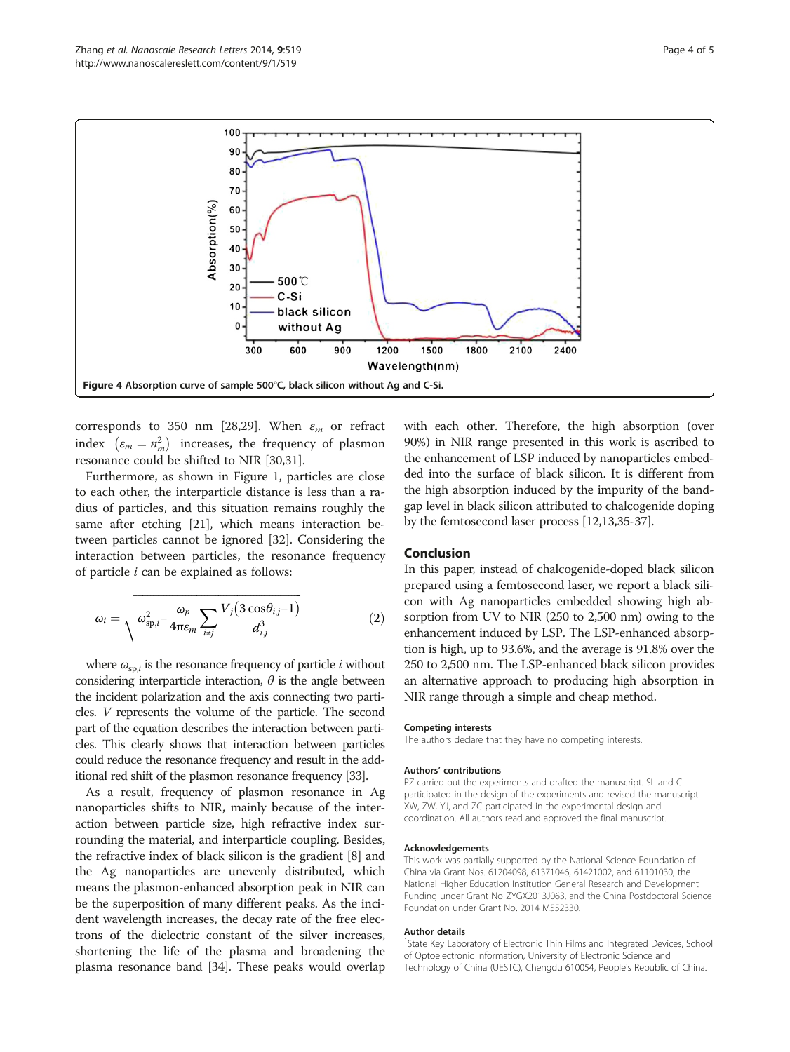Figure 4 Absorption curve of sample 500°C, black silicon without Ag and C-Si.

corresponds to 350 nm [28,29]. When $\varepsilon_m$ or refract index $(\varepsilon_m = n_m^2)$ increases, the frequency of plasmon resonance could be shifted to NIR [30,31].

Furthermore, as shown in Figure 1, particles are close to each other, the interparticle distance is less than a radius of particles, and this situation remains roughly the same after etching [21], which means interaction between particles cannot be ignored [32]. Considering the interaction between particles, the resonance frequency of particle $i$ can be explained as follows:

$$\omega_i = \sqrt{\omega_{\text{sp},i}^2 - \frac{\omega_p}{4\pi\varepsilon_m}\sum_{i\neq j}\frac{V_j\left(3\cos\theta_{i,j}-1\right)}{d_{i,j}^3}} \tag{2}$$

where $\omega_{\text{sp},i}$ is the resonance frequency of particle $i$ without considering interparticle interaction, $\theta$ is the angle between the incident polarization and the axis connecting two particles. $V$ represents the volume of the particle. The second part of the equation describes the interaction between particles. This clearly shows that interaction between particles could reduce the resonance frequency and result in the additional red shift of the plasmon resonance frequency [33].

As a result, frequency of plasmon resonance in Ag nanoparticles shifts to NIR, mainly because of the interaction between particle size, high refractive index surrounding the material, and interparticle coupling. Besides, the refractive index of black silicon is the gradient [8] and the Ag nanoparticles are unevenly distributed, which means the plasmon-enhanced absorption peak in NIR can be the superposition of many different peaks. As the incident wavelength increases, the decay rate of the free electrons of the dielectric constant of the silver increases, shortening the life of the plasma and broadening the plasma resonance band [34]. These peaks would overlap with each other. Therefore, the high absorption (over 90%) in NIR range presented in this work is ascribed to the enhancement of LSP induced by nanoparticles embedded into the surface of black silicon. It is different from the high absorption induced by the impurity of the bandgap level in black silicon attributed to chalcogenide doping by the femtosecond laser process [12,13,35-37].

## Conclusion

In this paper, instead of chalcogenide-doped black silicon prepared using a femtosecond laser, we report a black silicon with Ag nanoparticles embedded showing high absorption from UV to NIR (250 to 2,500 nm) owing to the enhancement induced by LSP. The LSP-enhanced absorption is high, up to 93.6%, and the average is 91.8% over the 250 to 2,500 nm. The LSP-enhanced black silicon provides an alternative approach to producing high absorption in NIR range through a simple and cheap method.

### Competing interests

The authors declare that they have no competing interests.

### Authors' contributions

PZ carried out the experiments and drafted the manuscript. SL and CL participated in the design of the experiments and revised the manuscript. XW, ZW, YJ, and ZC participated in the experimental design and coordination. All authors read and approved the final manuscript.

### Acknowledgements

This work was partially supported by the National Science Foundation of China via Grant Nos. 61204098, 61371046, 61421002, and 61101030, the National Higher Education Institution General Research and Development Funding under Grant No ZYGX2013J063, and the China Postdoctoral Science Foundation under Grant No. 2014 M552330.

### Author details

[1]State Key Laboratory of Electronic Thin Films and Integrated Devices, School of Optoelectronic Information, University of Electronic Science and Technology of China (UESTC), Chengdu 610054, People's Republic of China.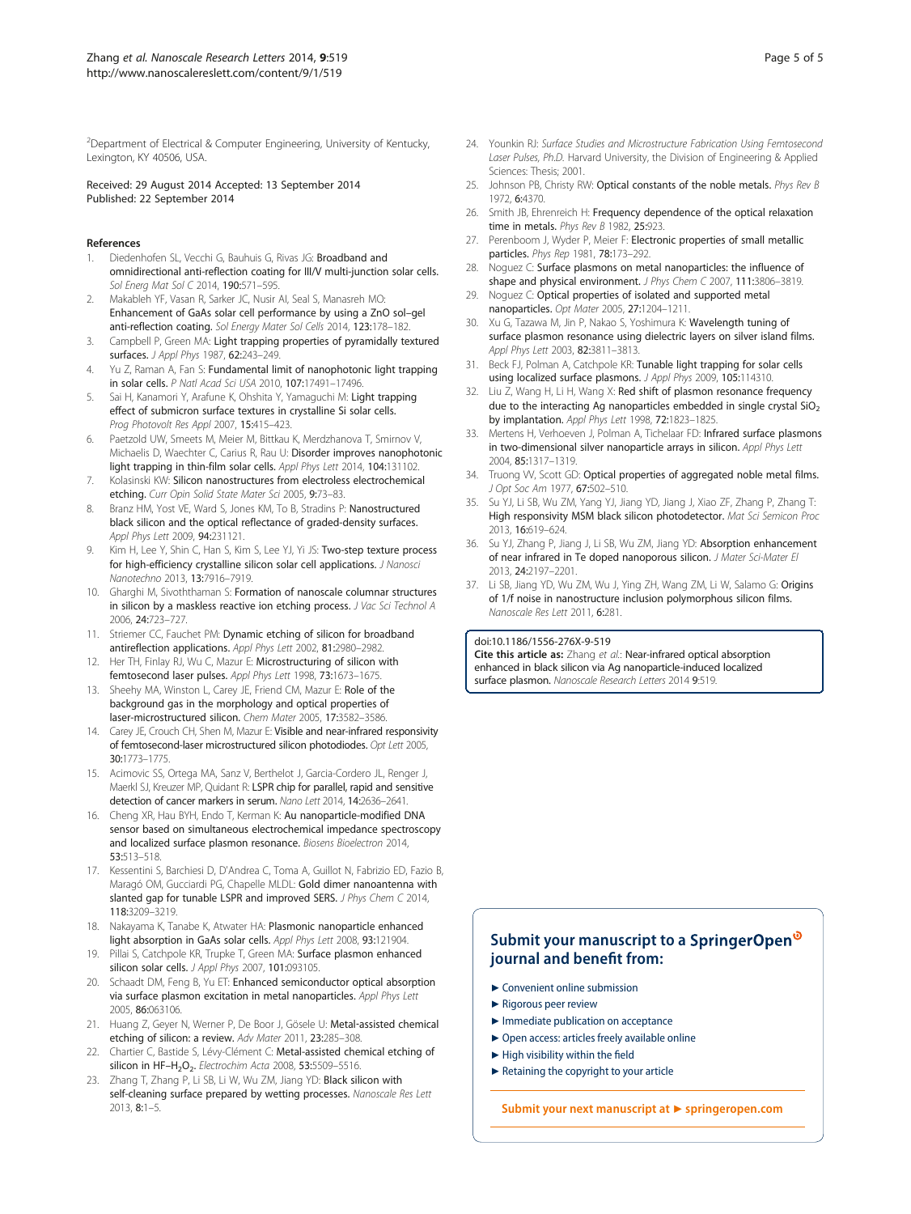[2]Department of Electrical & Computer Engineering, University of Kentucky, Lexington, KY 40506, USA.

Received: 29 August 2014 Accepted: 13 September 2014
Published: 22 September 2014

### References

1. Diedenhofen SL, Vecchi G, Bauhuis G, Rivas JG: **Broadband and omnidirectional anti-reflection coating for III/V multi-junction solar cells.** *Sol Energ Mat Sol C* 2014, **190:**571–595.
2. Makableh YF, Vasan R, Sarker JC, Nusir AI, Seal S, Manasreh MO: **Enhancement of GaAs solar cell performance by using a ZnO sol–gel anti-reflection coating.** *Sol Energy Mater Sol Cells* 2014, **123:**178–182.
3. Campbell P, Green MA: **Light trapping properties of pyramidally textured surfaces.** *J Appl Phys* 1987, **62:**243–249.
4. Yu Z, Raman A, Fan S: **Fundamental limit of nanophotonic light trapping in solar cells.** *P Natl Acad Sci USA* 2010, **107:**17491–17496.
5. Sai H, Kanamori Y, Arafune K, Ohshita Y, Yamaguchi M: **Light trapping effect of submicron surface textures in crystalline Si solar cells.** *Prog Photovolt Res Appl* 2007, **15:**415–423.
6. Paetzold UW, Smeets M, Meier M, Bittkau K, Merdzhanova T, Smirnov V, Michaelis D, Waechter C, Carius R, Rau U: **Disorder improves nanophotonic light trapping in thin-film solar cells.** *Appl Phys Lett* 2014, **104:**131102.
7. Kolasinski KW: **Silicon nanostructures from electroless electrochemical etching.** *Curr Opin Solid State Mater Sci* 2005, **9:**73–83.
8. Branz HM, Yost VE, Ward S, Jones KM, To B, Stradins P: **Nanostructured black silicon and the optical reflectance of graded-density surfaces.** *Appl Phys Lett* 2009, **94:**231121.
9. Kim H, Lee Y, Shin C, Han S, Kim S, Lee YJ, Yi JS: **Two-step texture process for high-efficiency crystalline silicon solar cell applications.** *J Nanosci Nanotechno* 2013, **13:**7916–7919.
10. Gharghi M, Sivoththaman S: **Formation of nanoscale columnar structures in silicon by a maskless reactive ion etching process.** *J Vac Sci Technol A* 2006, **24:**723–727.
11. Striemer CC, Fauchet PM: **Dynamic etching of silicon for broadband antireflection applications.** *Appl Phys Lett* 2002, **81:**2980–2982.
12. Her TH, Finlay RJ, Wu C, Mazur E: **Microstructuring of silicon with femtosecond laser pulses.** *Appl Phys Lett* 1998, **73:**1673–1675.
13. Sheehy MA, Winston L, Carey JE, Friend CM, Mazur E: **Role of the background gas in the morphology and optical properties of laser-microstructured silicon.** *Chem Mater* 2005, **17:**3582–3586.
14. Carey JE, Crouch CH, Shen M, Mazur E: **Visible and near-infrared responsivity of femtosecond-laser microstructured silicon photodiodes.** *Opt Lett* 2005, **30:**1773–1775.
15. Acimovic SS, Ortega MA, Sanz V, Berthelot J, Garcia-Cordero JL, Renger J, Maerkl SJ, Kreuzer MP, Quidant R: **LSPR chip for parallel, rapid and sensitive detection of cancer markers in serum.** *Nano Lett* 2014, **14:**2636–2641.
16. Cheng XR, Hau BYH, Endo T, Kerman K: **Au nanoparticle-modified DNA sensor based on simultaneous electrochemical impedance spectroscopy and localized surface plasmon resonance.** *Biosens Bioelectron* 2014, **53:**513–518.
17. Kessentini S, Barchiesi D, D'Andrea C, Toma A, Guillot N, Fabrizio ED, Fazio B, Maragó OM, Gucciardi PG, Chapelle MLDL: **Gold dimer nanoantenna with slanted gap for tunable LSPR and improved SERS.** *J Phys Chem C* 2014, **118:**3209–3219.
18. Nakayama K, Tanabe K, Atwater HA: **Plasmonic nanoparticle enhanced light absorption in GaAs solar cells.** *Appl Phys Lett* 2008, **93:**121904.
19. Pillai S, Catchpole KR, Trupke T, Green MA: **Surface plasmon enhanced silicon solar cells.** *J Appl Phys* 2007, **101:**093105.
20. Schaadt DM, Feng B, Yu ET: **Enhanced semiconductor optical absorption via surface plasmon excitation in metal nanoparticles.** *Appl Phys Lett* 2005, **86:**063106.
21. Huang Z, Geyer N, Werner P, De Boor J, Gösele U: **Metal-assisted chemical etching of silicon: a review.** *Adv Mater* 2011, **23:**285–308.
22. Chartier C, Bastide S, Lévy-Clément C: **Metal-assisted chemical etching of silicon in HF–$H_2O_2$.** *Electrochim Acta* 2008, **53:**5509–5516.
23. Zhang T, Zhang P, Li SB, Li W, Wu ZM, Jiang YD: **Black silicon with self-cleaning surface prepared by wetting processes.** *Nanoscale Res Lett* 2013, **8:**1–5.
24. Younkin RJ: *Surface Studies and Microstructure Fabrication Using Femtosecond Laser Pulses, Ph.D.* Harvard University, the Division of Engineering & Applied Sciences: Thesis; 2001.
25. Johnson PB, Christy RW: **Optical constants of the noble metals.** *Phys Rev B* 1972, **6:**4370.
26. Smith JB, Ehrenreich H: **Frequency dependence of the optical relaxation time in metals.** *Phys Rev B* 1982, **25:**923.
27. Perenboom J, Wyder P, Meier F: **Electronic properties of small metallic particles.** *Phys Rep* 1981, **78:**173–292.
28. Noguez C: **Surface plasmons on metal nanoparticles: the influence of shape and physical environment.** *J Phys Chem C* 2007, **111:**3806–3819.
29. Noguez C: **Optical properties of isolated and supported metal nanoparticles.** *Opt Mater* 2005, **27:**1204–1211.
30. Xu G, Tazawa M, Jin P, Nakao S, Yoshimura K: **Wavelength tuning of surface plasmon resonance using dielectric layers on silver island films.** *Appl Phys Lett* 2003, **82:**3811–3813.
31. Beck FJ, Polman A, Catchpole KR: **Tunable light trapping for solar cells using localized surface plasmons.** *J Appl Phys* 2009, **105:**114310.
32. Liu Z, Wang H, Li H, Wang X: **Red shift of plasmon resonance frequency due to the interacting Ag nanoparticles embedded in single crystal $SiO_2$ by implantation.** *Appl Phys Lett* 1998, **72:**1823–1825.
33. Mertens H, Verhoeven J, Polman A, Tichelaar FD: **Infrared surface plasmons in two-dimensional silver nanoparticle arrays in silicon.** *Appl Phys Lett* 2004, **85:**1317–1319.
34. Truong W, Scott GD: **Optical properties of aggregated noble metal films.** *J Opt Soc Am* 1977, **67:**502–510.
35. Su YJ, Li SB, Wu ZM, Yang YJ, Jiang YD, Jiang J, Xiao ZF, Zhang P, Zhang T: **High responsivity MSM black silicon photodetector.** *Mat Sci Semicon Proc* 2013, **16:**619–624.
36. Su YJ, Zhang P, Jiang J, Li SB, Wu ZM, Jiang YD: **Absorption enhancement of near infrared in Te doped nanoporous silicon.** *J Mater Sci-Mater El* 2013, **24:**2197–2201.
37. Li SB, Jiang YD, Wu ZM, Wu J, Ying ZH, Wang ZM, Li W, Salamo G: **Origins of 1/f noise in nanostructure inclusion polymorphous silicon films.** *Nanoscale Res Lett* 2011, **6:**281.

doi:10.1186/1556-276X-9-519
**Cite this article as:** Zhang *et al.*: Near-infrared optical absorption enhanced in black silicon via Ag nanoparticle-induced localized surface plasmon. *Nanoscale Research Letters* 2014 **9**:519.

**Submit your manuscript to a SpringerOpen journal and benefit from:**

- ► Convenient online submission
- ► Rigorous peer review
- ► Immediate publication on acceptance
- ► Open access: articles freely available online
- ► High visibility within the field
- ► Retaining the copyright to your article

**Submit your next manuscript at ► springeropen.com**